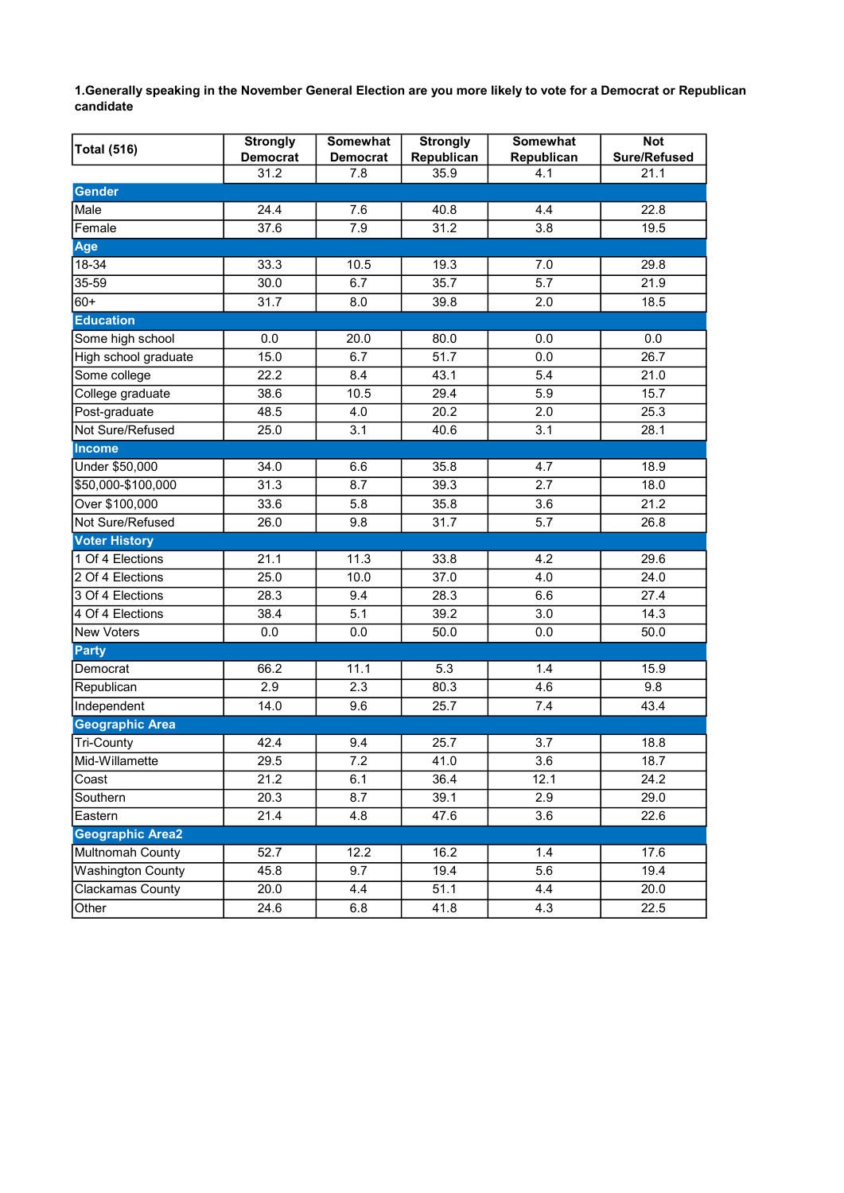**1.Generally speaking in the November General Election are you more likely to vote for a Democrat or Republican candidate**

| Total (516) | Strongly Democrat | Somewhat Democrat | Strongly Republican | Somewhat Republican | Not Sure/Refused |
|---|---|---|---|---|---|
| | 31.2 | 7.8 | 35.9 | 4.1 | 21.1 |
| **Gender** | | | | | |
| Male | 24.4 | 7.6 | 40.8 | 4.4 | 22.8 |
| Female | 37.6 | 7.9 | 31.2 | 3.8 | 19.5 |
| **Age** | | | | | |
| 18-34 | 33.3 | 10.5 | 19.3 | 7.0 | 29.8 |
| 35-59 | 30.0 | 6.7 | 35.7 | 5.7 | 21.9 |
| 60+ | 31.7 | 8.0 | 39.8 | 2.0 | 18.5 |
| **Education** | | | | | |
| Some high school | 0.0 | 20.0 | 80.0 | 0.0 | 0.0 |
| High school graduate | 15.0 | 6.7 | 51.7 | 0.0 | 26.7 |
| Some college | 22.2 | 8.4 | 43.1 | 5.4 | 21.0 |
| College graduate | 38.6 | 10.5 | 29.4 | 5.9 | 15.7 |
| Post-graduate | 48.5 | 4.0 | 20.2 | 2.0 | 25.3 |
| Not Sure/Refused | 25.0 | 3.1 | 40.6 | 3.1 | 28.1 |
| **Income** | | | | | |
| Under $50,000 | 34.0 | 6.6 | 35.8 | 4.7 | 18.9 |
| $50,000-$100,000 | 31.3 | 8.7 | 39.3 | 2.7 | 18.0 |
| Over $100,000 | 33.6 | 5.8 | 35.8 | 3.6 | 21.2 |
| Not Sure/Refused | 26.0 | 9.8 | 31.7 | 5.7 | 26.8 |
| **Voter History** | | | | | |
| 1 Of 4 Elections | 21.1 | 11.3 | 33.8 | 4.2 | 29.6 |
| 2 Of 4 Elections | 25.0 | 10.0 | 37.0 | 4.0 | 24.0 |
| 3 Of 4 Elections | 28.3 | 9.4 | 28.3 | 6.6 | 27.4 |
| 4 Of 4 Elections | 38.4 | 5.1 | 39.2 | 3.0 | 14.3 |
| New Voters | 0.0 | 0.0 | 50.0 | 0.0 | 50.0 |
| **Party** | | | | | |
| Democrat | 66.2 | 11.1 | 5.3 | 1.4 | 15.9 |
| Republican | 2.9 | 2.3 | 80.3 | 4.6 | 9.8 |
| Independent | 14.0 | 9.6 | 25.7 | 7.4 | 43.4 |
| **Geographic Area** | | | | | |
| Tri-County | 42.4 | 9.4 | 25.7 | 3.7 | 18.8 |
| Mid-Willamette | 29.5 | 7.2 | 41.0 | 3.6 | 18.7 |
| Coast | 21.2 | 6.1 | 36.4 | 12.1 | 24.2 |
| Southern | 20.3 | 8.7 | 39.1 | 2.9 | 29.0 |
| Eastern | 21.4 | 4.8 | 47.6 | 3.6 | 22.6 |
| **Geographic Area2** | | | | | |
| Multnomah County | 52.7 | 12.2 | 16.2 | 1.4 | 17.6 |
| Washington County | 45.8 | 9.7 | 19.4 | 5.6 | 19.4 |
| Clackamas County | 20.0 | 4.4 | 51.1 | 4.4 | 20.0 |
| Other | 24.6 | 6.8 | 41.8 | 4.3 | 22.5 |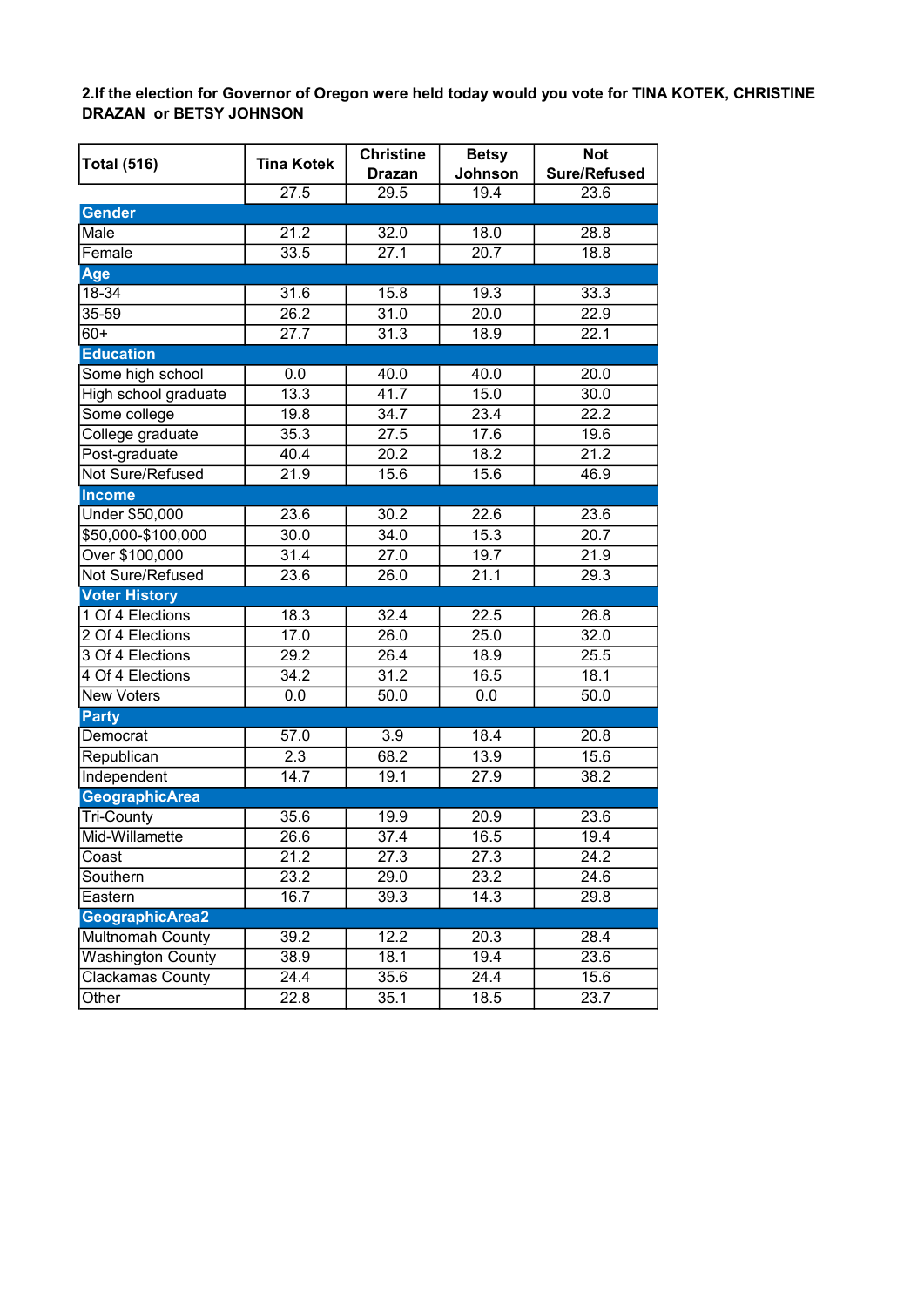**2.If the election for Governor of Oregon were held today would you vote for TINA KOTEK, CHRISTINE DRAZAN or BETSY JOHNSON**

| Total (516) | Tina Kotek | Christine Drazan | Betsy Johnson | Not Sure/Refused |
|---|---|---|---|---|
| | 27.5 | 29.5 | 19.4 | 23.6 |
| **Gender** | | | | |
| Male | 21.2 | 32.0 | 18.0 | 28.8 |
| Female | 33.5 | 27.1 | 20.7 | 18.8 |
| **Age** | | | | |
| 18-34 | 31.6 | 15.8 | 19.3 | 33.3 |
| 35-59 | 26.2 | 31.0 | 20.0 | 22.9 |
| 60+ | 27.7 | 31.3 | 18.9 | 22.1 |
| **Education** | | | | |
| Some high school | 0.0 | 40.0 | 40.0 | 20.0 |
| High school graduate | 13.3 | 41.7 | 15.0 | 30.0 |
| Some college | 19.8 | 34.7 | 23.4 | 22.2 |
| College graduate | 35.3 | 27.5 | 17.6 | 19.6 |
| Post-graduate | 40.4 | 20.2 | 18.2 | 21.2 |
| Not Sure/Refused | 21.9 | 15.6 | 15.6 | 46.9 |
| **Income** | | | | |
| Under $50,000 | 23.6 | 30.2 | 22.6 | 23.6 |
| $50,000-$100,000 | 30.0 | 34.0 | 15.3 | 20.7 |
| Over $100,000 | 31.4 | 27.0 | 19.7 | 21.9 |
| Not Sure/Refused | 23.6 | 26.0 | 21.1 | 29.3 |
| **Voter History** | | | | |
| 1 Of 4 Elections | 18.3 | 32.4 | 22.5 | 26.8 |
| 2 Of 4 Elections | 17.0 | 26.0 | 25.0 | 32.0 |
| 3 Of 4 Elections | 29.2 | 26.4 | 18.9 | 25.5 |
| 4 Of 4 Elections | 34.2 | 31.2 | 16.5 | 18.1 |
| New Voters | 0.0 | 50.0 | 0.0 | 50.0 |
| **Party** | | | | |
| Democrat | 57.0 | 3.9 | 18.4 | 20.8 |
| Republican | 2.3 | 68.2 | 13.9 | 15.6 |
| Independent | 14.7 | 19.1 | 27.9 | 38.2 |
| **GeographicArea** | | | | |
| Tri-County | 35.6 | 19.9 | 20.9 | 23.6 |
| Mid-Willamette | 26.6 | 37.4 | 16.5 | 19.4 |
| Coast | 21.2 | 27.3 | 27.3 | 24.2 |
| Southern | 23.2 | 29.0 | 23.2 | 24.6 |
| Eastern | 16.7 | 39.3 | 14.3 | 29.8 |
| **GeographicArea2** | | | | |
| Multnomah County | 39.2 | 12.2 | 20.3 | 28.4 |
| Washington County | 38.9 | 18.1 | 19.4 | 23.6 |
| Clackamas County | 24.4 | 35.6 | 24.4 | 15.6 |
| Other | 22.8 | 35.1 | 18.5 | 23.7 |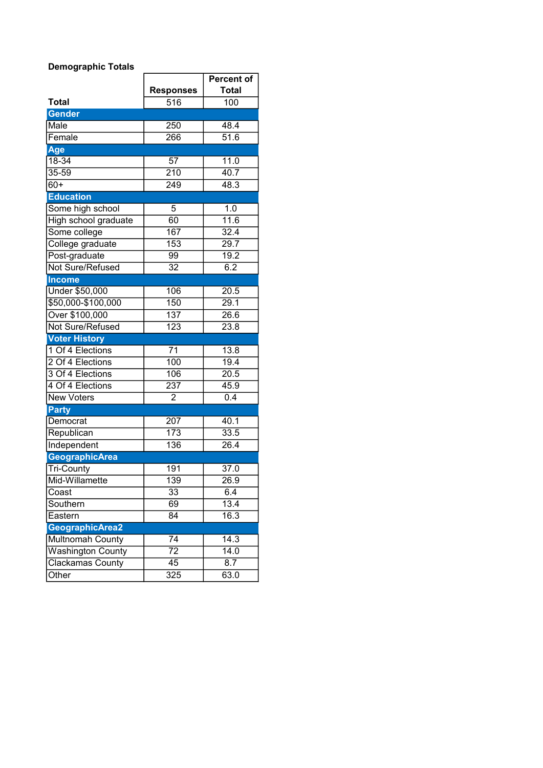**Demographic Totals**

| | Responses | Percent of Total |
|---|---|---|
| **Total** | 516 | 100 |
| **Gender** | | |
| Male | 250 | 48.4 |
| Female | 266 | 51.6 |
| **Age** | | |
| 18-34 | 57 | 11.0 |
| 35-59 | 210 | 40.7 |
| 60+ | 249 | 48.3 |
| **Education** | | |
| Some high school | 5 | 1.0 |
| High school graduate | 60 | 11.6 |
| Some college | 167 | 32.4 |
| College graduate | 153 | 29.7 |
| Post-graduate | 99 | 19.2 |
| Not Sure/Refused | 32 | 6.2 |
| **Income** | | |
| Under $50,000 | 106 | 20.5 |
| $50,000-$100,000 | 150 | 29.1 |
| Over $100,000 | 137 | 26.6 |
| Not Sure/Refused | 123 | 23.8 |
| **Voter History** | | |
| 1 Of 4 Elections | 71 | 13.8 |
| 2 Of 4 Elections | 100 | 19.4 |
| 3 Of 4 Elections | 106 | 20.5 |
| 4 Of 4 Elections | 237 | 45.9 |
| New Voters | 2 | 0.4 |
| **Party** | | |
| Democrat | 207 | 40.1 |
| Republican | 173 | 33.5 |
| Independent | 136 | 26.4 |
| **GeographicArea** | | |
| Tri-County | 191 | 37.0 |
| Mid-Willamette | 139 | 26.9 |
| Coast | 33 | 6.4 |
| Southern | 69 | 13.4 |
| Eastern | 84 | 16.3 |
| **GeographicArea2** | | |
| Multnomah County | 74 | 14.3 |
| Washington County | 72 | 14.0 |
| Clackamas County | 45 | 8.7 |
| Other | 325 | 63.0 |